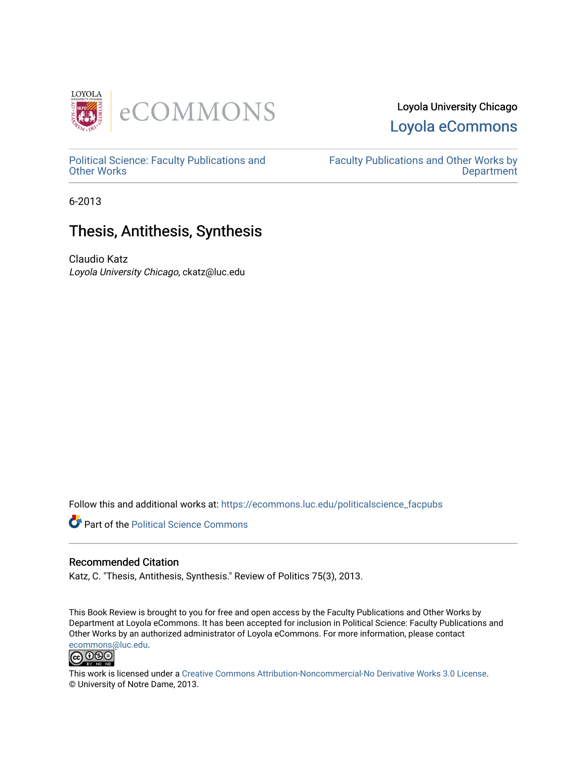Loyola University Chicago

Loyola eCommons

Political Science: Faculty Publications and Other Works

Faculty Publications and Other Works by Department

6-2013

# Thesis, Antithesis, Synthesis

Claudio Katz

*Loyola University Chicago*, ckatz@luc.edu

Follow this and additional works at: https://ecommons.luc.edu/politicalscience_facpubs

Part of the Political Science Commons

### Recommended Citation

Katz, C. "Thesis, Antithesis, Synthesis." Review of Politics 75(3), 2013.

This Book Review is brought to you for free and open access by the Faculty Publications and Other Works by Department at Loyola eCommons. It has been accepted for inclusion in Political Science: Faculty Publications and Other Works by an authorized administrator of Loyola eCommons. For more information, please contact ecommons@luc.edu.

This work is licensed under a Creative Commons Attribution-Noncommercial-No Derivative Works 3.0 License.
© University of Notre Dame, 2013.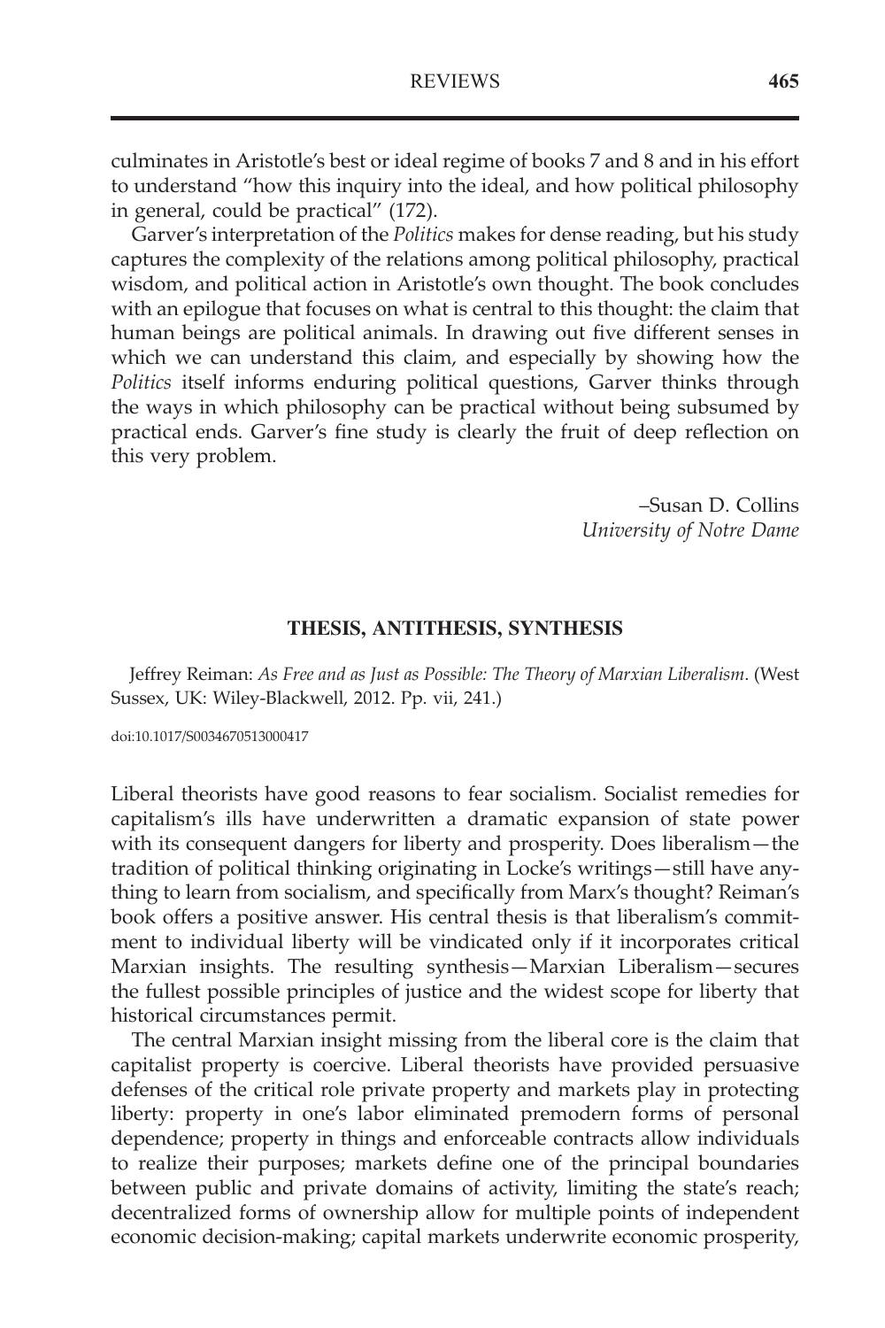culminates in Aristotle's best or ideal regime of books 7 and 8 and in his effort to understand "how this inquiry into the ideal, and how political philosophy in general, could be practical" (172).

Garver's interpretation of the *Politics* makes for dense reading, but his study captures the complexity of the relations among political philosophy, practical wisdom, and political action in Aristotle's own thought. The book concludes with an epilogue that focuses on what is central to this thought: the claim that human beings are political animals. In drawing out five different senses in which we can understand this claim, and especially by showing how the *Politics* itself informs enduring political questions, Garver thinks through the ways in which philosophy can be practical without being subsumed by practical ends. Garver's fine study is clearly the fruit of deep reflection on this very problem.

–Susan D. Collins
*University of Notre Dame*

## THESIS, ANTITHESIS, SYNTHESIS

Jeffrey Reiman: *As Free and as Just as Possible: The Theory of Marxian Liberalism*. (West Sussex, UK: Wiley-Blackwell, 2012. Pp. vii, 241.)

doi:10.1017/S0034670513000417

Liberal theorists have good reasons to fear socialism. Socialist remedies for capitalism's ills have underwritten a dramatic expansion of state power with its consequent dangers for liberty and prosperity. Does liberalism—the tradition of political thinking originating in Locke's writings—still have anything to learn from socialism, and specifically from Marx's thought? Reiman's book offers a positive answer. His central thesis is that liberalism's commitment to individual liberty will be vindicated only if it incorporates critical Marxian insights. The resulting synthesis—Marxian Liberalism—secures the fullest possible principles of justice and the widest scope for liberty that historical circumstances permit.

The central Marxian insight missing from the liberal core is the claim that capitalist property is coercive. Liberal theorists have provided persuasive defenses of the critical role private property and markets play in protecting liberty: property in one's labor eliminated premodern forms of personal dependence; property in things and enforceable contracts allow individuals to realize their purposes; markets define one of the principal boundaries between public and private domains of activity, limiting the state's reach; decentralized forms of ownership allow for multiple points of independent economic decision-making; capital markets underwrite economic prosperity,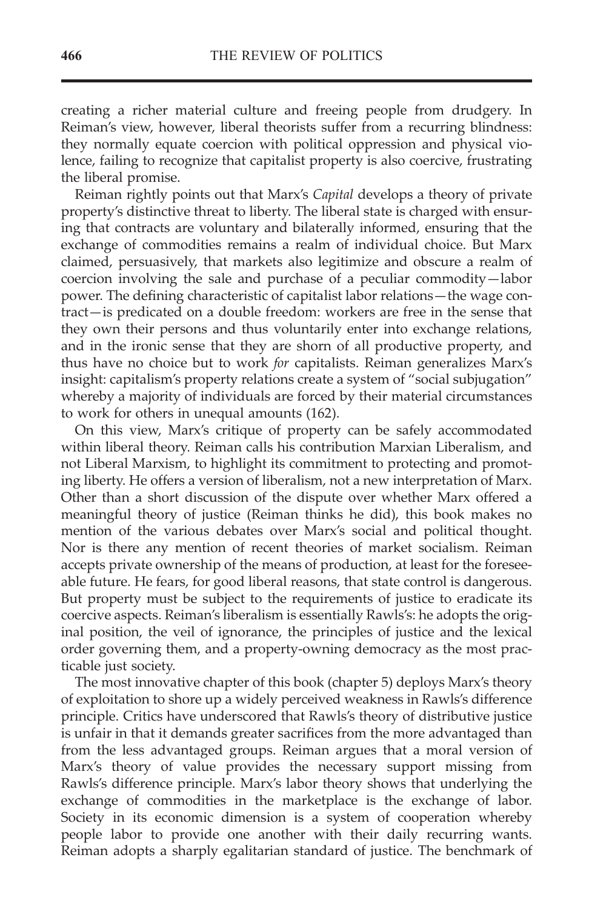creating a richer material culture and freeing people from drudgery. In Reiman's view, however, liberal theorists suffer from a recurring blindness: they normally equate coercion with political oppression and physical violence, failing to recognize that capitalist property is also coercive, frustrating the liberal promise.

Reiman rightly points out that Marx's *Capital* develops a theory of private property's distinctive threat to liberty. The liberal state is charged with ensuring that contracts are voluntary and bilaterally informed, ensuring that the exchange of commodities remains a realm of individual choice. But Marx claimed, persuasively, that markets also legitimize and obscure a realm of coercion involving the sale and purchase of a peculiar commodity—labor power. The defining characteristic of capitalist labor relations—the wage contract—is predicated on a double freedom: workers are free in the sense that they own their persons and thus voluntarily enter into exchange relations, and in the ironic sense that they are shorn of all productive property, and thus have no choice but to work *for* capitalists. Reiman generalizes Marx's insight: capitalism's property relations create a system of "social subjugation" whereby a majority of individuals are forced by their material circumstances to work for others in unequal amounts (162).

On this view, Marx's critique of property can be safely accommodated within liberal theory. Reiman calls his contribution Marxian Liberalism, and not Liberal Marxism, to highlight its commitment to protecting and promoting liberty. He offers a version of liberalism, not a new interpretation of Marx. Other than a short discussion of the dispute over whether Marx offered a meaningful theory of justice (Reiman thinks he did), this book makes no mention of the various debates over Marx's social and political thought. Nor is there any mention of recent theories of market socialism. Reiman accepts private ownership of the means of production, at least for the foreseeable future. He fears, for good liberal reasons, that state control is dangerous. But property must be subject to the requirements of justice to eradicate its coercive aspects. Reiman's liberalism is essentially Rawls's: he adopts the original position, the veil of ignorance, the principles of justice and the lexical order governing them, and a property-owning democracy as the most practicable just society.

The most innovative chapter of this book (chapter 5) deploys Marx's theory of exploitation to shore up a widely perceived weakness in Rawls's difference principle. Critics have underscored that Rawls's theory of distributive justice is unfair in that it demands greater sacrifices from the more advantaged than from the less advantaged groups. Reiman argues that a moral version of Marx's theory of value provides the necessary support missing from Rawls's difference principle. Marx's labor theory shows that underlying the exchange of commodities in the marketplace is the exchange of labor. Society in its economic dimension is a system of cooperation whereby people labor to provide one another with their daily recurring wants. Reiman adopts a sharply egalitarian standard of justice. The benchmark of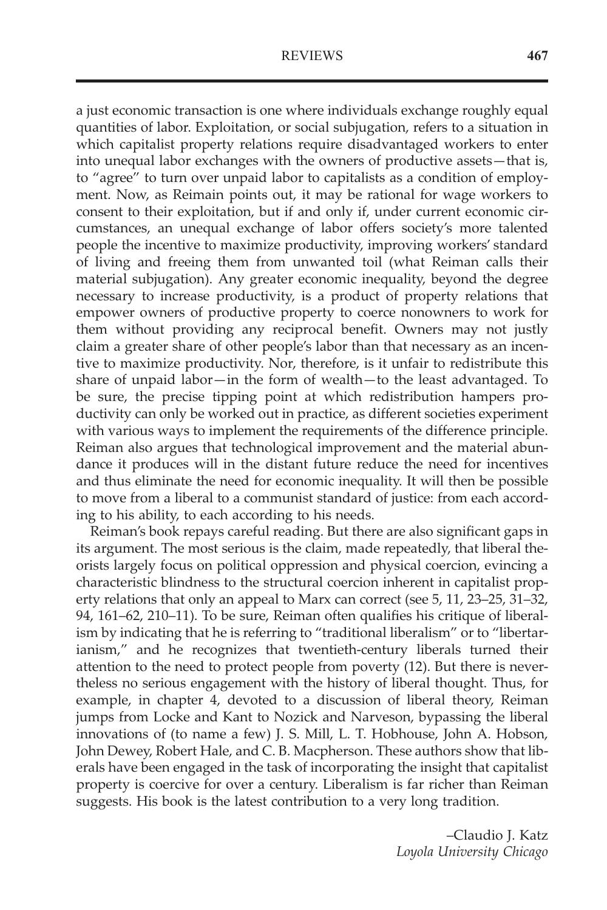a just economic transaction is one where individuals exchange roughly equal quantities of labor. Exploitation, or social subjugation, refers to a situation in which capitalist property relations require disadvantaged workers to enter into unequal labor exchanges with the owners of productive assets—that is, to "agree" to turn over unpaid labor to capitalists as a condition of employment. Now, as Reimain points out, it may be rational for wage workers to consent to their exploitation, but if and only if, under current economic circumstances, an unequal exchange of labor offers society's more talented people the incentive to maximize productivity, improving workers' standard of living and freeing them from unwanted toil (what Reiman calls their material subjugation). Any greater economic inequality, beyond the degree necessary to increase productivity, is a product of property relations that empower owners of productive property to coerce nonowners to work for them without providing any reciprocal benefit. Owners may not justly claim a greater share of other people's labor than that necessary as an incentive to maximize productivity. Nor, therefore, is it unfair to redistribute this share of unpaid labor—in the form of wealth—to the least advantaged. To be sure, the precise tipping point at which redistribution hampers productivity can only be worked out in practice, as different societies experiment with various ways to implement the requirements of the difference principle. Reiman also argues that technological improvement and the material abundance it produces will in the distant future reduce the need for incentives and thus eliminate the need for economic inequality. It will then be possible to move from a liberal to a communist standard of justice: from each according to his ability, to each according to his needs.

Reiman's book repays careful reading. But there are also significant gaps in its argument. The most serious is the claim, made repeatedly, that liberal theorists largely focus on political oppression and physical coercion, evincing a characteristic blindness to the structural coercion inherent in capitalist property relations that only an appeal to Marx can correct (see 5, 11, 23–25, 31–32, 94, 161–62, 210–11). To be sure, Reiman often qualifies his critique of liberalism by indicating that he is referring to "traditional liberalism" or to "libertarianism," and he recognizes that twentieth-century liberals turned their attention to the need to protect people from poverty (12). But there is nevertheless no serious engagement with the history of liberal thought. Thus, for example, in chapter 4, devoted to a discussion of liberal theory, Reiman jumps from Locke and Kant to Nozick and Narveson, bypassing the liberal innovations of (to name a few) J. S. Mill, L. T. Hobhouse, John A. Hobson, John Dewey, Robert Hale, and C. B. Macpherson. These authors show that liberals have been engaged in the task of incorporating the insight that capitalist property is coercive for over a century. Liberalism is far richer than Reiman suggests. His book is the latest contribution to a very long tradition.

–Claudio J. Katz
*Loyola University Chicago*